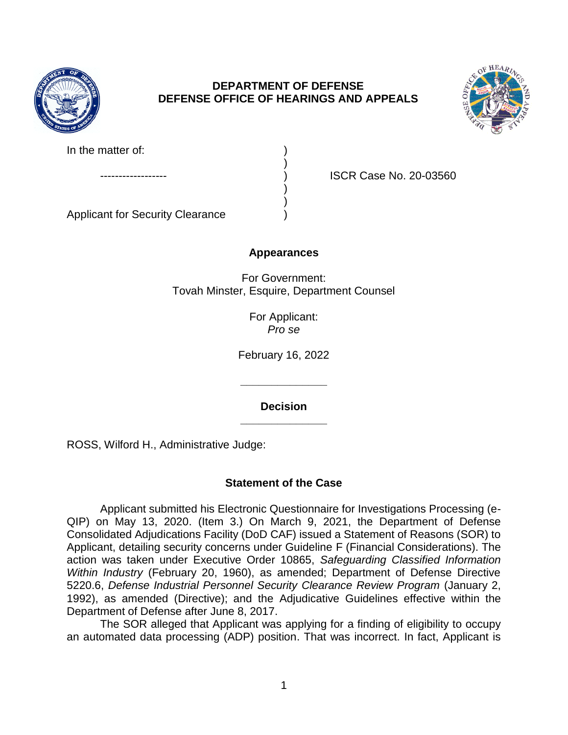**DEPARTMENT OF DEFENSE**
**DEFENSE OFFICE OF HEARINGS AND APPEALS**

In the matter of: )
 )
------------------ ) ISCR Case No. 20-03560
 )
 )
Applicant for Security Clearance )

**Appearances**

For Government:
Tovah Minster, Esquire, Department Counsel

For Applicant:
*Pro se*

February 16, 2022

______________

**Decision**

______________

ROSS, Wilford H., Administrative Judge:

**Statement of the Case**

Applicant submitted his Electronic Questionnaire for Investigations Processing (e-QIP) on May 13, 2020. (Item 3.) On March 9, 2021, the Department of Defense Consolidated Adjudications Facility (DoD CAF) issued a Statement of Reasons (SOR) to Applicant, detailing security concerns under Guideline F (Financial Considerations). The action was taken under Executive Order 10865, *Safeguarding Classified Information Within Industry* (February 20, 1960), as amended; Department of Defense Directive 5220.6, *Defense Industrial Personnel Security Clearance Review Program* (January 2, 1992), as amended (Directive); and the Adjudicative Guidelines effective within the Department of Defense after June 8, 2017.

The SOR alleged that Applicant was applying for a finding of eligibility to occupy an automated data processing (ADP) position. That was incorrect. In fact, Applicant is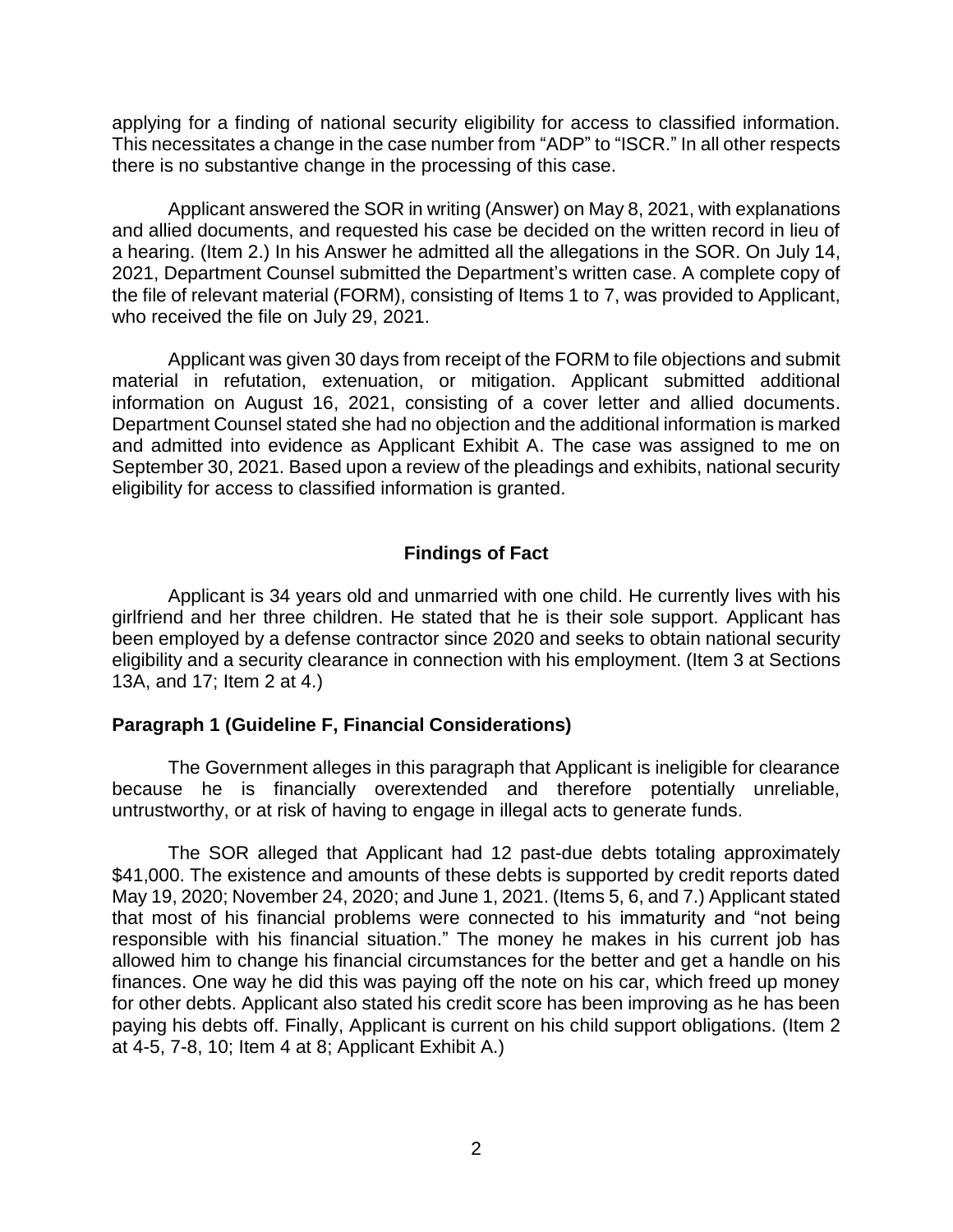applying for a finding of national security eligibility for access to classified information. This necessitates a change in the case number from "ADP" to "ISCR." In all other respects there is no substantive change in the processing of this case.

Applicant answered the SOR in writing (Answer) on May 8, 2021, with explanations and allied documents, and requested his case be decided on the written record in lieu of a hearing. (Item 2.) In his Answer he admitted all the allegations in the SOR. On July 14, 2021, Department Counsel submitted the Department's written case. A complete copy of the file of relevant material (FORM), consisting of Items 1 to 7, was provided to Applicant, who received the file on July 29, 2021.

Applicant was given 30 days from receipt of the FORM to file objections and submit material in refutation, extenuation, or mitigation. Applicant submitted additional information on August 16, 2021, consisting of a cover letter and allied documents. Department Counsel stated she had no objection and the additional information is marked and admitted into evidence as Applicant Exhibit A. The case was assigned to me on September 30, 2021. Based upon a review of the pleadings and exhibits, national security eligibility for access to classified information is granted.

## Findings of Fact

Applicant is 34 years old and unmarried with one child. He currently lives with his girlfriend and her three children. He stated that he is their sole support. Applicant has been employed by a defense contractor since 2020 and seeks to obtain national security eligibility and a security clearance in connection with his employment. (Item 3 at Sections 13A, and 17; Item 2 at 4.)

### Paragraph 1 (Guideline F, Financial Considerations)

The Government alleges in this paragraph that Applicant is ineligible for clearance because he is financially overextended and therefore potentially unreliable, untrustworthy, or at risk of having to engage in illegal acts to generate funds.

The SOR alleged that Applicant had 12 past-due debts totaling approximately $41,000. The existence and amounts of these debts is supported by credit reports dated May 19, 2020; November 24, 2020; and June 1, 2021. (Items 5, 6, and 7.) Applicant stated that most of his financial problems were connected to his immaturity and "not being responsible with his financial situation." The money he makes in his current job has allowed him to change his financial circumstances for the better and get a handle on his finances. One way he did this was paying off the note on his car, which freed up money for other debts. Applicant also stated his credit score has been improving as he has been paying his debts off. Finally, Applicant is current on his child support obligations. (Item 2 at 4-5, 7-8, 10; Item 4 at 8; Applicant Exhibit A.)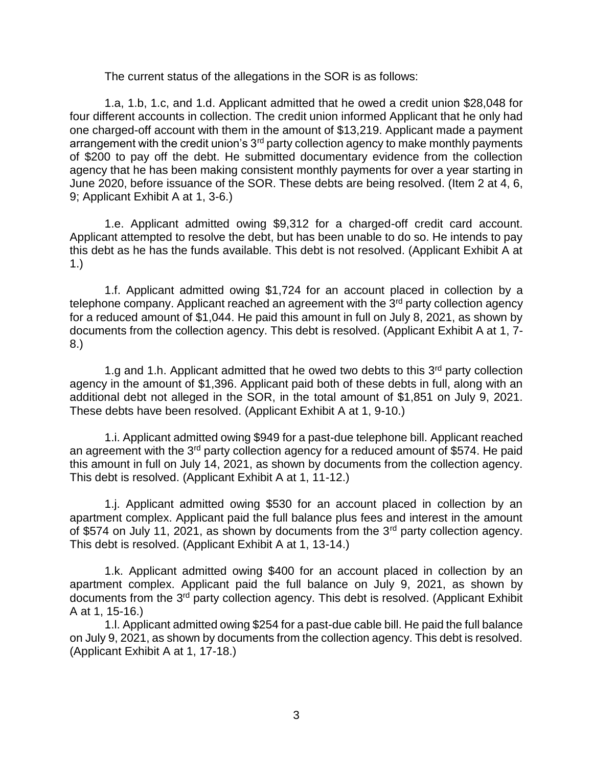The current status of the allegations in the SOR is as follows:

1.a, 1.b, 1.c, and 1.d. Applicant admitted that he owed a credit union $28,048 for four different accounts in collection. The credit union informed Applicant that he only had one charged-off account with them in the amount of $13,219. Applicant made a payment arrangement with the credit union's 3rd party collection agency to make monthly payments of $200 to pay off the debt. He submitted documentary evidence from the collection agency that he has been making consistent monthly payments for over a year starting in June 2020, before issuance of the SOR. These debts are being resolved. (Item 2 at 4, 6, 9; Applicant Exhibit A at 1, 3-6.)

1.e. Applicant admitted owing $9,312 for a charged-off credit card account. Applicant attempted to resolve the debt, but has been unable to do so. He intends to pay this debt as he has the funds available. This debt is not resolved. (Applicant Exhibit A at 1.)

1.f. Applicant admitted owing $1,724 for an account placed in collection by a telephone company. Applicant reached an agreement with the 3rd party collection agency for a reduced amount of $1,044. He paid this amount in full on July 8, 2021, as shown by documents from the collection agency. This debt is resolved. (Applicant Exhibit A at 1, 7-8.)

1.g and 1.h. Applicant admitted that he owed two debts to this 3rd party collection agency in the amount of $1,396. Applicant paid both of these debts in full, along with an additional debt not alleged in the SOR, in the total amount of $1,851 on July 9, 2021. These debts have been resolved. (Applicant Exhibit A at 1, 9-10.)

1.i. Applicant admitted owing $949 for a past-due telephone bill. Applicant reached an agreement with the 3rd party collection agency for a reduced amount of $574. He paid this amount in full on July 14, 2021, as shown by documents from the collection agency. This debt is resolved. (Applicant Exhibit A at 1, 11-12.)

1.j. Applicant admitted owing $530 for an account placed in collection by an apartment complex. Applicant paid the full balance plus fees and interest in the amount of $574 on July 11, 2021, as shown by documents from the 3rd party collection agency. This debt is resolved. (Applicant Exhibit A at 1, 13-14.)

1.k. Applicant admitted owing $400 for an account placed in collection by an apartment complex. Applicant paid the full balance on July 9, 2021, as shown by documents from the 3rd party collection agency. This debt is resolved. (Applicant Exhibit A at 1, 15-16.)

1.l. Applicant admitted owing $254 for a past-due cable bill. He paid the full balance on July 9, 2021, as shown by documents from the collection agency. This debt is resolved. (Applicant Exhibit A at 1, 17-18.)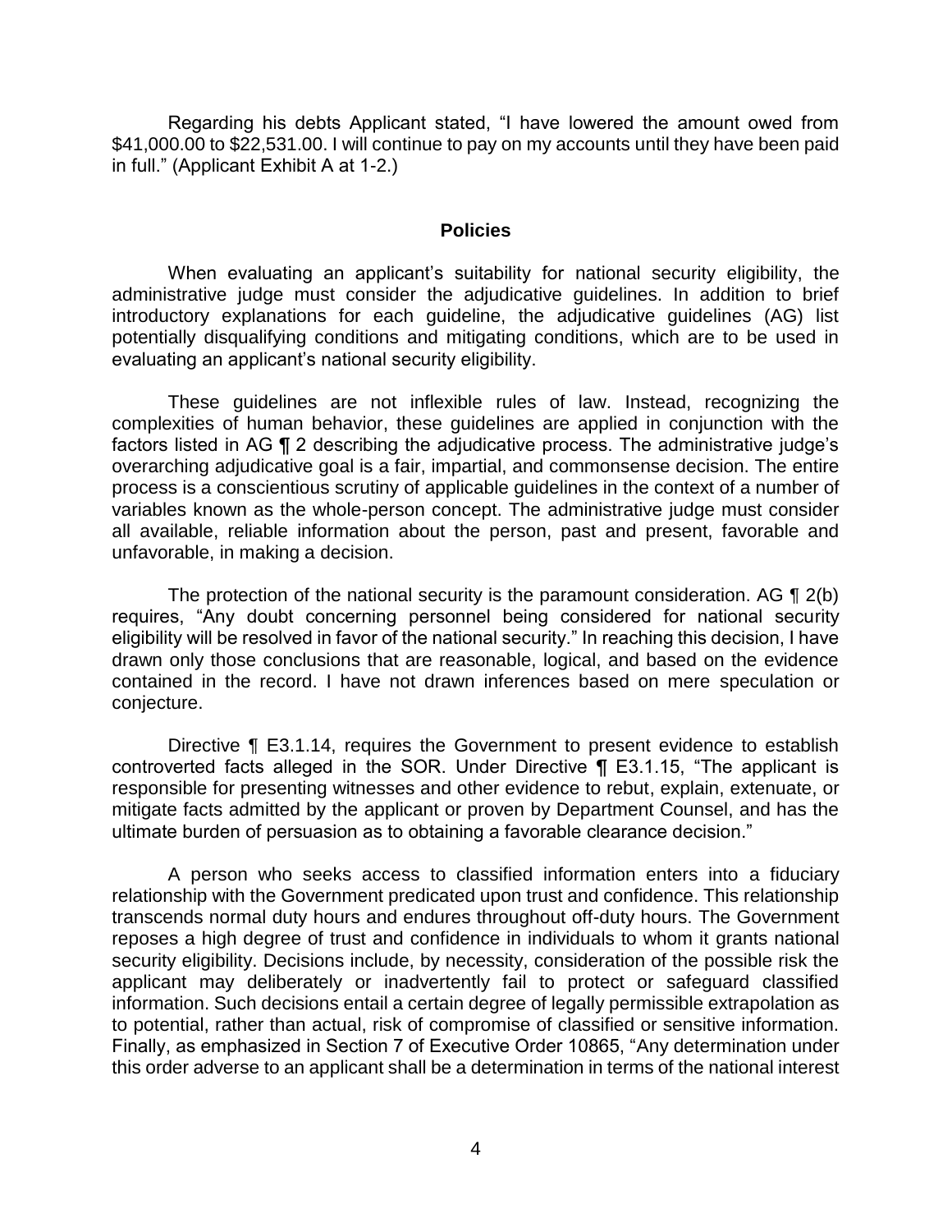Regarding his debts Applicant stated, "I have lowered the amount owed from $41,000.00 to $22,531.00. I will continue to pay on my accounts until they have been paid in full." (Applicant Exhibit A at 1-2.)

## Policies

When evaluating an applicant's suitability for national security eligibility, the administrative judge must consider the adjudicative guidelines. In addition to brief introductory explanations for each guideline, the adjudicative guidelines (AG) list potentially disqualifying conditions and mitigating conditions, which are to be used in evaluating an applicant's national security eligibility.

These guidelines are not inflexible rules of law. Instead, recognizing the complexities of human behavior, these guidelines are applied in conjunction with the factors listed in AG ¶ 2 describing the adjudicative process. The administrative judge's overarching adjudicative goal is a fair, impartial, and commonsense decision. The entire process is a conscientious scrutiny of applicable guidelines in the context of a number of variables known as the whole-person concept. The administrative judge must consider all available, reliable information about the person, past and present, favorable and unfavorable, in making a decision.

The protection of the national security is the paramount consideration. AG ¶ 2(b) requires, "Any doubt concerning personnel being considered for national security eligibility will be resolved in favor of the national security." In reaching this decision, I have drawn only those conclusions that are reasonable, logical, and based on the evidence contained in the record. I have not drawn inferences based on mere speculation or conjecture.

Directive ¶ E3.1.14, requires the Government to present evidence to establish controverted facts alleged in the SOR. Under Directive ¶ E3.1.15, "The applicant is responsible for presenting witnesses and other evidence to rebut, explain, extenuate, or mitigate facts admitted by the applicant or proven by Department Counsel, and has the ultimate burden of persuasion as to obtaining a favorable clearance decision."

A person who seeks access to classified information enters into a fiduciary relationship with the Government predicated upon trust and confidence. This relationship transcends normal duty hours and endures throughout off-duty hours. The Government reposes a high degree of trust and confidence in individuals to whom it grants national security eligibility. Decisions include, by necessity, consideration of the possible risk the applicant may deliberately or inadvertently fail to protect or safeguard classified information. Such decisions entail a certain degree of legally permissible extrapolation as to potential, rather than actual, risk of compromise of classified or sensitive information. Finally, as emphasized in Section 7 of Executive Order 10865, "Any determination under this order adverse to an applicant shall be a determination in terms of the national interest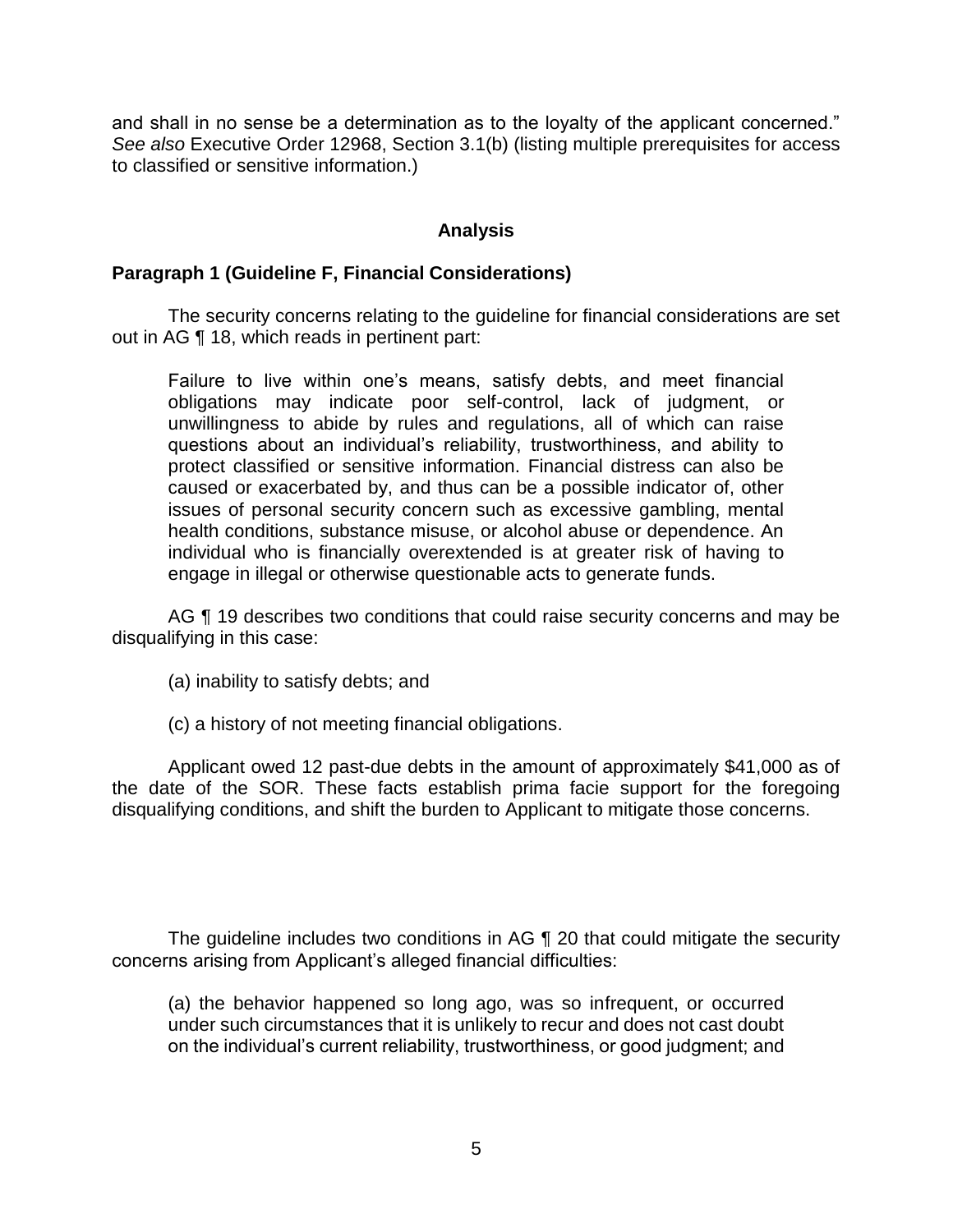and shall in no sense be a determination as to the loyalty of the applicant concerned." *See also* Executive Order 12968, Section 3.1(b) (listing multiple prerequisites for access to classified or sensitive information.)

## Analysis

**Paragraph 1 (Guideline F, Financial Considerations)**

The security concerns relating to the guideline for financial considerations are set out in AG ¶ 18, which reads in pertinent part:

> Failure to live within one's means, satisfy debts, and meet financial obligations may indicate poor self-control, lack of judgment, or unwillingness to abide by rules and regulations, all of which can raise questions about an individual's reliability, trustworthiness, and ability to protect classified or sensitive information. Financial distress can also be caused or exacerbated by, and thus can be a possible indicator of, other issues of personal security concern such as excessive gambling, mental health conditions, substance misuse, or alcohol abuse or dependence. An individual who is financially overextended is at greater risk of having to engage in illegal or otherwise questionable acts to generate funds.

AG ¶ 19 describes two conditions that could raise security concerns and may be disqualifying in this case:

> (a) inability to satisfy debts; and
>
> (c) a history of not meeting financial obligations.

Applicant owed 12 past-due debts in the amount of approximately $41,000 as of the date of the SOR. These facts establish prima facie support for the foregoing disqualifying conditions, and shift the burden to Applicant to mitigate those concerns.

The guideline includes two conditions in AG ¶ 20 that could mitigate the security concerns arising from Applicant's alleged financial difficulties:

> (a) the behavior happened so long ago, was so infrequent, or occurred under such circumstances that it is unlikely to recur and does not cast doubt on the individual's current reliability, trustworthiness, or good judgment; and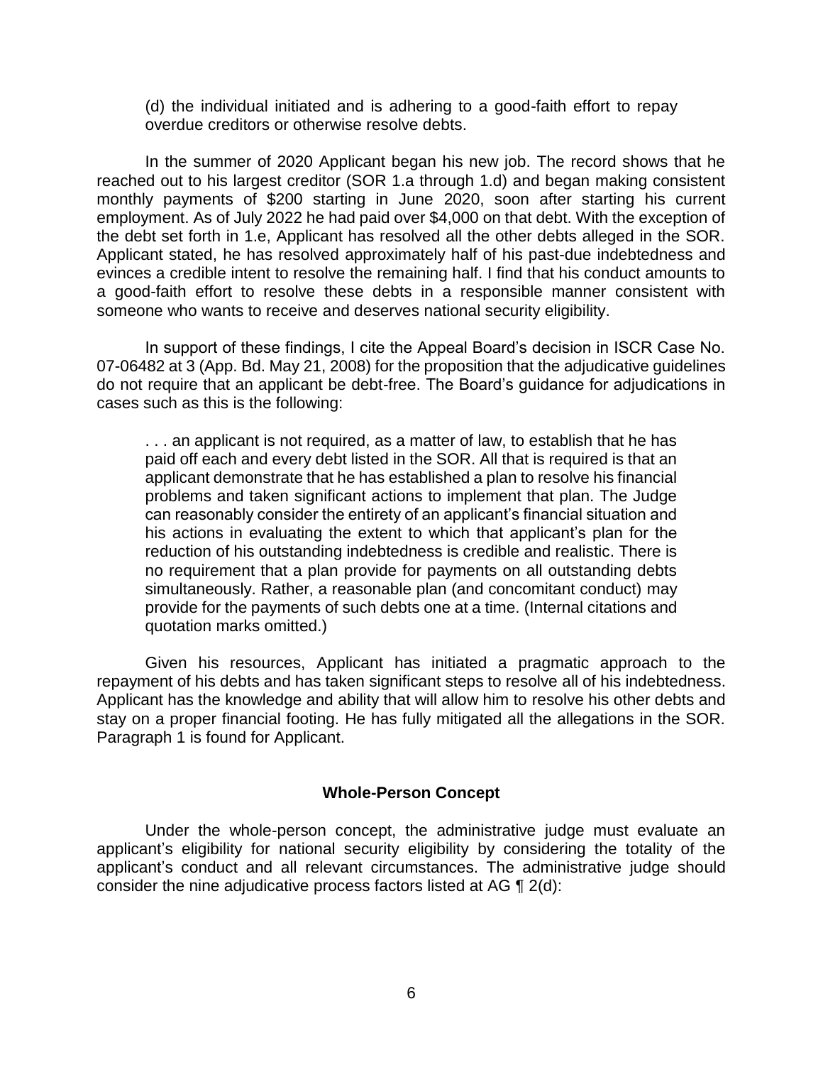(d) the individual initiated and is adhering to a good-faith effort to repay overdue creditors or otherwise resolve debts.

In the summer of 2020 Applicant began his new job. The record shows that he reached out to his largest creditor (SOR 1.a through 1.d) and began making consistent monthly payments of $200 starting in June 2020, soon after starting his current employment. As of July 2022 he had paid over $4,000 on that debt. With the exception of the debt set forth in 1.e, Applicant has resolved all the other debts alleged in the SOR. Applicant stated, he has resolved approximately half of his past-due indebtedness and evinces a credible intent to resolve the remaining half. I find that his conduct amounts to a good-faith effort to resolve these debts in a responsible manner consistent with someone who wants to receive and deserves national security eligibility.

In support of these findings, I cite the Appeal Board's decision in ISCR Case No. 07-06482 at 3 (App. Bd. May 21, 2008) for the proposition that the adjudicative guidelines do not require that an applicant be debt-free. The Board's guidance for adjudications in cases such as this is the following:

> . . . an applicant is not required, as a matter of law, to establish that he has paid off each and every debt listed in the SOR. All that is required is that an applicant demonstrate that he has established a plan to resolve his financial problems and taken significant actions to implement that plan. The Judge can reasonably consider the entirety of an applicant's financial situation and his actions in evaluating the extent to which that applicant's plan for the reduction of his outstanding indebtedness is credible and realistic. There is no requirement that a plan provide for payments on all outstanding debts simultaneously. Rather, a reasonable plan (and concomitant conduct) may provide for the payments of such debts one at a time. (Internal citations and quotation marks omitted.)

Given his resources, Applicant has initiated a pragmatic approach to the repayment of his debts and has taken significant steps to resolve all of his indebtedness. Applicant has the knowledge and ability that will allow him to resolve his other debts and stay on a proper financial footing. He has fully mitigated all the allegations in the SOR. Paragraph 1 is found for Applicant.

## Whole-Person Concept

Under the whole-person concept, the administrative judge must evaluate an applicant's eligibility for national security eligibility by considering the totality of the applicant's conduct and all relevant circumstances. The administrative judge should consider the nine adjudicative process factors listed at AG ¶ 2(d):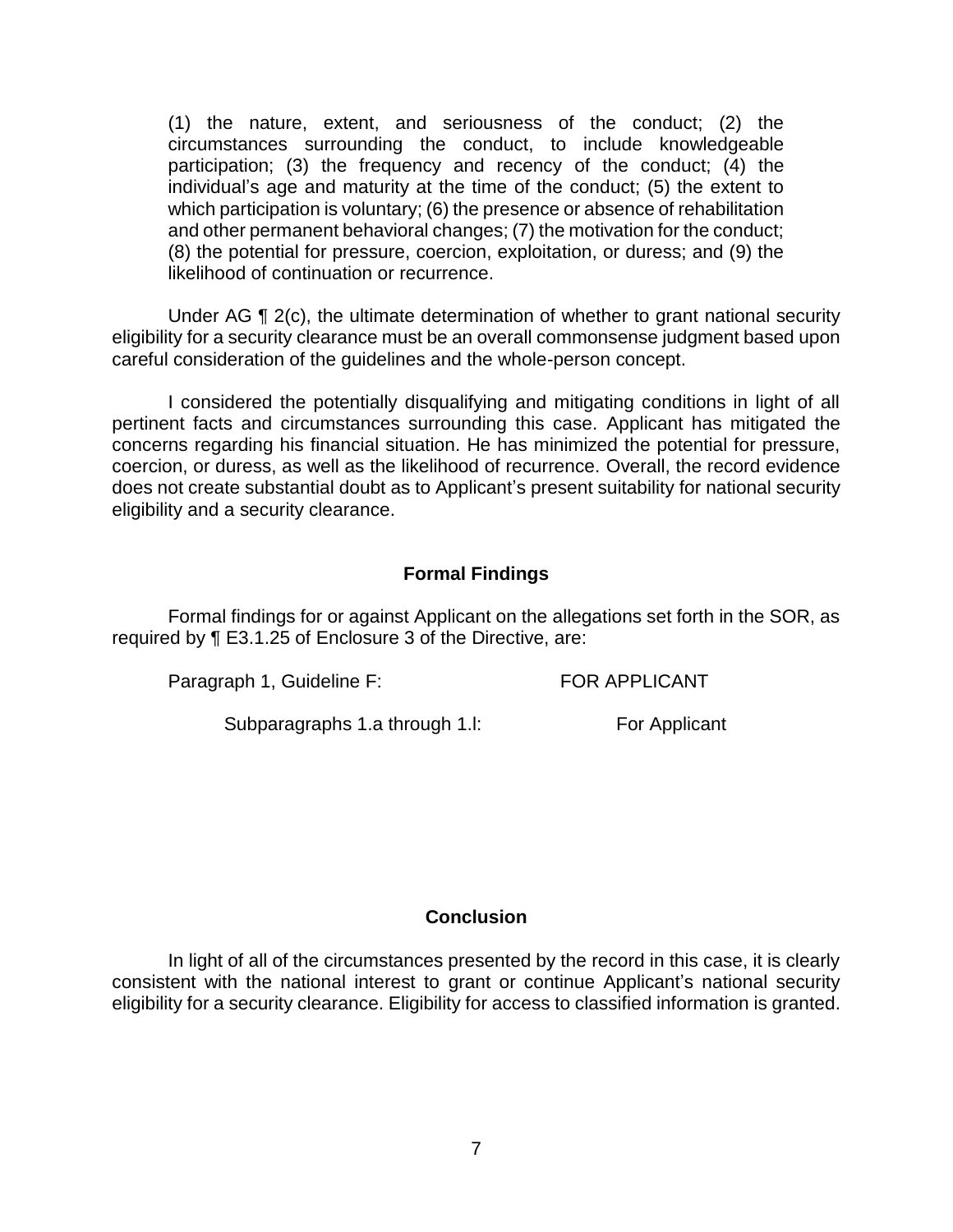> (1) the nature, extent, and seriousness of the conduct; (2) the circumstances surrounding the conduct, to include knowledgeable participation; (3) the frequency and recency of the conduct; (4) the individual's age and maturity at the time of the conduct; (5) the extent to which participation is voluntary; (6) the presence or absence of rehabilitation and other permanent behavioral changes; (7) the motivation for the conduct; (8) the potential for pressure, coercion, exploitation, or duress; and (9) the likelihood of continuation or recurrence.

Under AG ¶ 2(c), the ultimate determination of whether to grant national security eligibility for a security clearance must be an overall commonsense judgment based upon careful consideration of the guidelines and the whole-person concept.

I considered the potentially disqualifying and mitigating conditions in light of all pertinent facts and circumstances surrounding this case. Applicant has mitigated the concerns regarding his financial situation. He has minimized the potential for pressure, coercion, or duress, as well as the likelihood of recurrence. Overall, the record evidence does not create substantial doubt as to Applicant's present suitability for national security eligibility and a security clearance.

## Formal Findings

Formal findings for or against Applicant on the allegations set forth in the SOR, as required by ¶ E3.1.25 of Enclosure 3 of the Directive, are:

Paragraph 1, Guideline F: FOR APPLICANT

Subparagraphs 1.a through 1.l: For Applicant

## Conclusion

In light of all of the circumstances presented by the record in this case, it is clearly consistent with the national interest to grant or continue Applicant's national security eligibility for a security clearance. Eligibility for access to classified information is granted.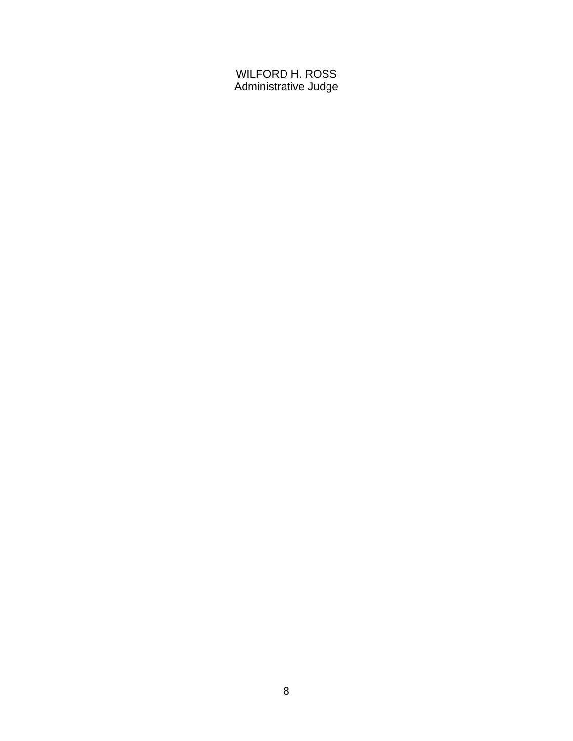WILFORD H. ROSS
Administrative Judge